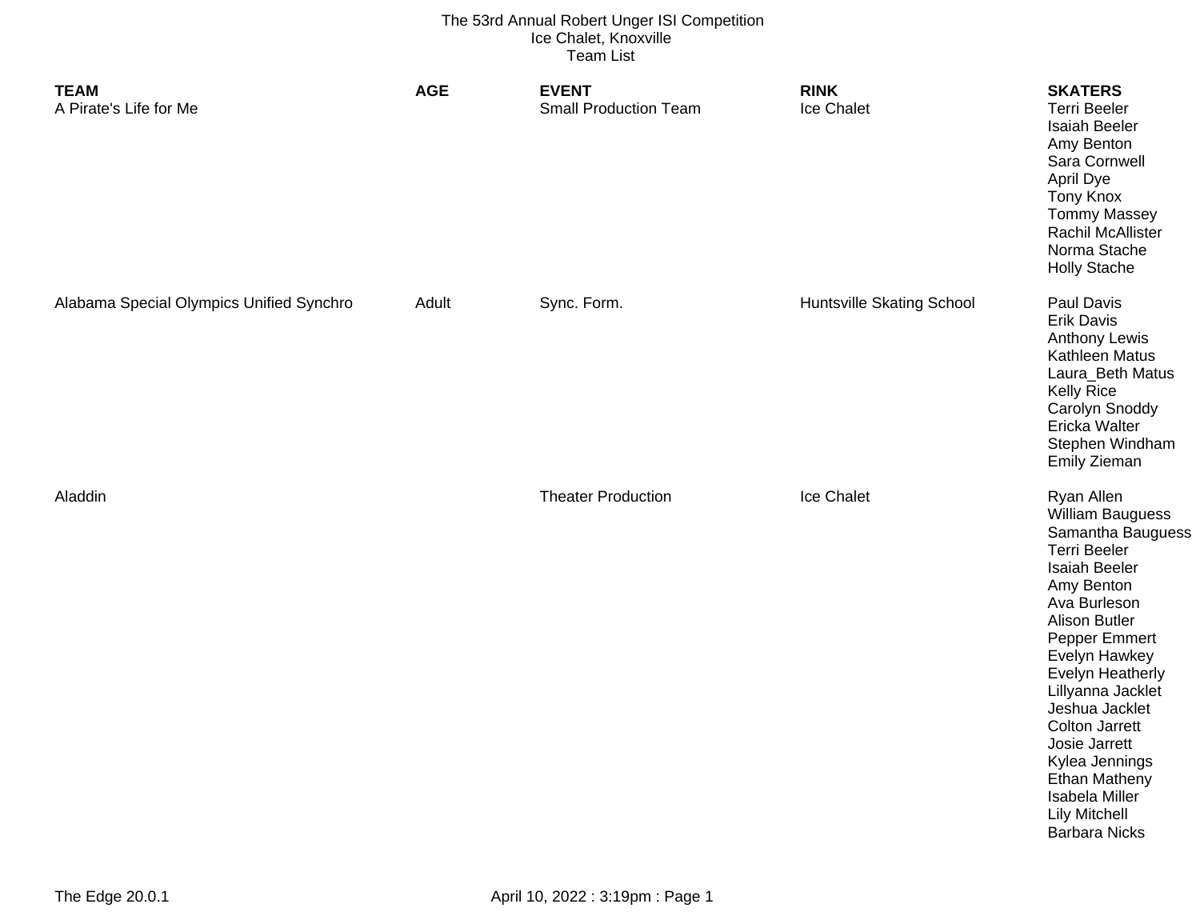# The 53rd Annual Robert Unger ISI Competition

Ice Chalet, Knoxville

Team List

| TEAM | AGE | EVENT | RINK | SKATERS |
|---|---|---|---|---|
| A Pirate's Life for Me | | Small Production Team | Ice Chalet | Terri Beeler<br>Isaiah Beeler<br>Amy Benton<br>Sara Cornwell<br>April Dye<br>Tony Knox<br>Tommy Massey<br>Rachil McAllister<br>Norma Stache<br>Holly Stache |
| Alabama Special Olympics Unified Synchro | Adult | Sync. Form. | Huntsville Skating School | Paul Davis<br>Erik Davis<br>Anthony Lewis<br>Kathleen Matus<br>Laura_Beth Matus<br>Kelly Rice<br>Carolyn Snoddy<br>Ericka Walter<br>Stephen Windham<br>Emily Zieman |
| Aladdin | | Theater Production | Ice Chalet | Ryan Allen<br>William Bauguess<br>Samantha Bauguess<br>Terri Beeler<br>Isaiah Beeler<br>Amy Benton<br>Ava Burleson<br>Alison Butler<br>Pepper Emmert<br>Evelyn Hawkey<br>Evelyn Heatherly<br>Lillyanna Jacklet<br>Jeshua Jacklet<br>Colton Jarrett<br>Josie Jarrett<br>Kylea Jennings<br>Ethan Matheny<br>Isabela Miller<br>Lily Mitchell<br>Barbara Nicks |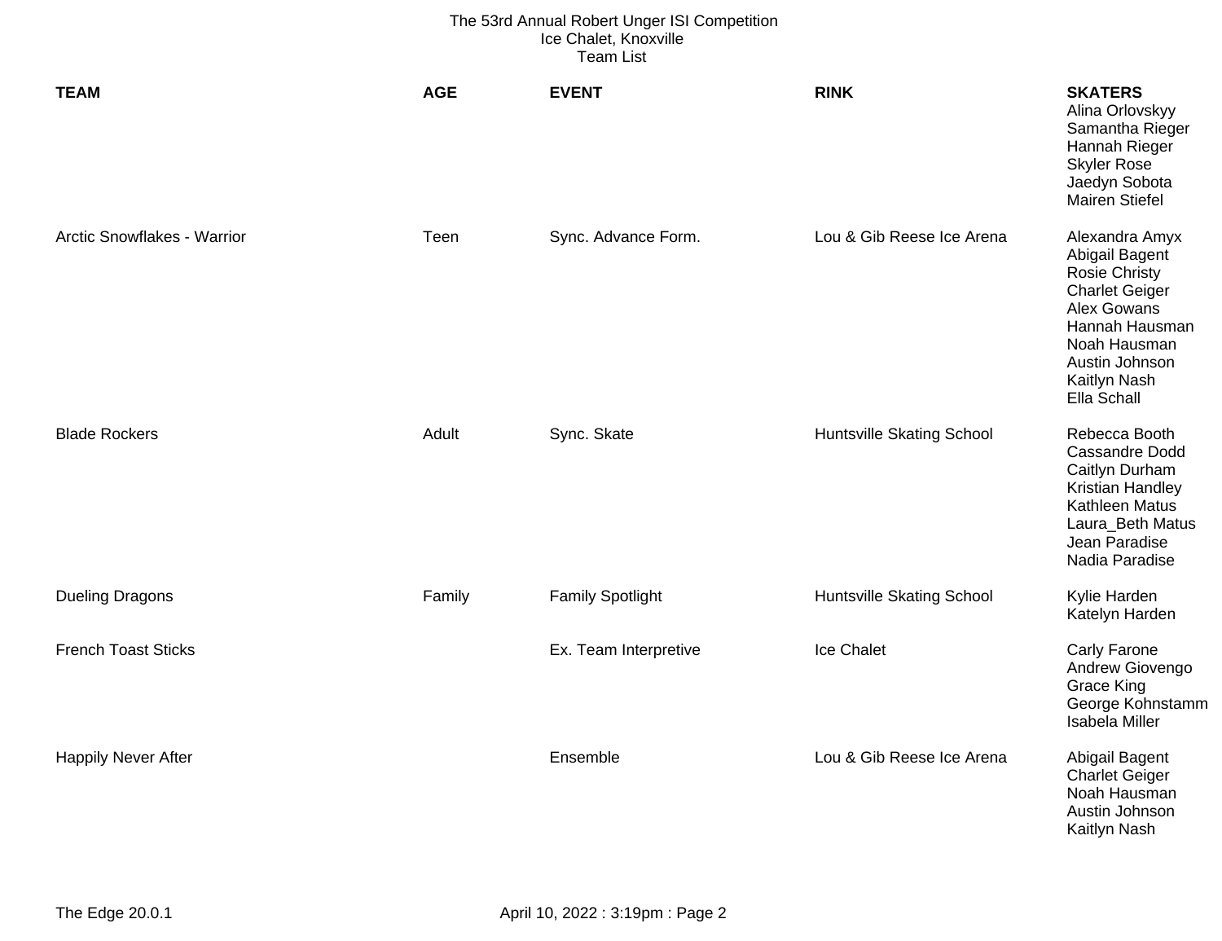The 53rd Annual Robert Unger ISI Competition
Ice Chalet, Knoxville
Team List

| TEAM | AGE | EVENT | RINK | SKATERS |
|---|---|---|---|---|
| | | | | Alina Orlovskyy<br>Samantha Rieger<br>Hannah Rieger<br>Skyler Rose<br>Jaedyn Sobota<br>Mairen Stiefel |
| Arctic Snowflakes - Warrior | Teen | Sync. Advance Form. | Lou & Gib Reese Ice Arena | Alexandra Amyx<br>Abigail Bagent<br>Rosie Christy<br>Charlet Geiger<br>Alex Gowans<br>Hannah Hausman<br>Noah Hausman<br>Austin Johnson<br>Kaitlyn Nash<br>Ella Schall |
| Blade Rockers | Adult | Sync. Skate | Huntsville Skating School | Rebecca Booth<br>Cassandre Dodd<br>Caitlyn Durham<br>Kristian Handley<br>Kathleen Matus<br>Laura_Beth Matus<br>Jean Paradise<br>Nadia Paradise |
| Dueling Dragons | Family | Family Spotlight | Huntsville Skating School | Kylie Harden<br>Katelyn Harden |
| French Toast Sticks | | Ex. Team Interpretive | Ice Chalet | Carly Farone<br>Andrew Giovengo<br>Grace King<br>George Kohnstamm<br>Isabela Miller |
| Happily Never After | | Ensemble | Lou & Gib Reese Ice Arena | Abigail Bagent<br>Charlet Geiger<br>Noah Hausman<br>Austin Johnson<br>Kaitlyn Nash |

The Edge 20.0.1 April 10, 2022 : 3:19pm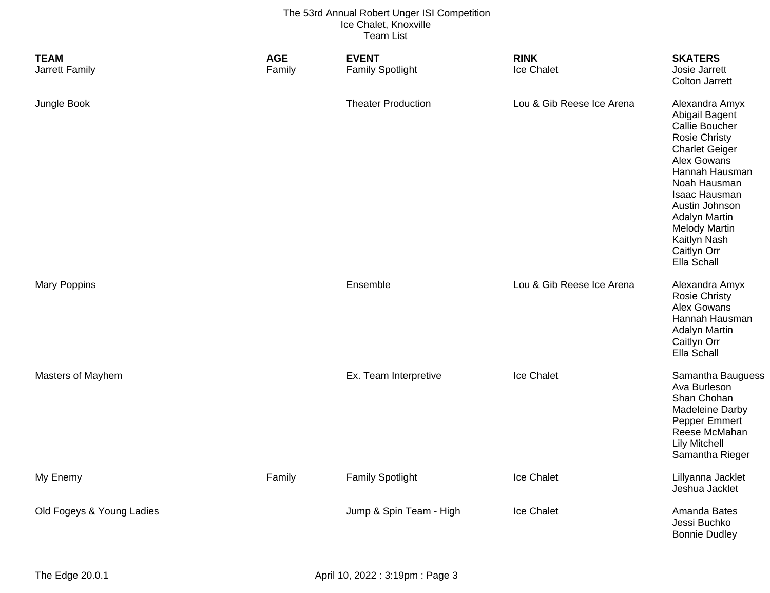The 53rd Annual Robert Unger ISI Competition
Ice Chalet, Knoxville
Team List

| TEAM | AGE | EVENT | RINK | SKATERS |
| --- | --- | --- | --- | --- |
| Jarrett Family | Family | Family Spotlight | Ice Chalet | Josie Jarrett<br>Colton Jarrett |
| Jungle Book | | Theater Production | Lou & Gib Reese Ice Arena | Alexandra Amyx<br>Abigail Bagent<br>Callie Boucher<br>Rosie Christy<br>Charlet Geiger<br>Alex Gowans<br>Hannah Hausman<br>Noah Hausman<br>Isaac Hausman<br>Austin Johnson<br>Adalyn Martin<br>Melody Martin<br>Kaitlyn Nash<br>Caitlyn Orr<br>Ella Schall |
| Mary Poppins | | Ensemble | Lou & Gib Reese Ice Arena | Alexandra Amyx<br>Rosie Christy<br>Alex Gowans<br>Hannah Hausman<br>Adalyn Martin<br>Caitlyn Orr<br>Ella Schall |
| Masters of Mayhem | | Ex. Team Interpretive | Ice Chalet | Samantha Bauguess<br>Ava Burleson<br>Shan Chohan<br>Madeleine Darby<br>Pepper Emmert<br>Reese McMahan<br>Lily Mitchell<br>Samantha Rieger |
| My Enemy | Family | Family Spotlight | Ice Chalet | Lillyanna Jacklet<br>Jeshua Jacklet |
| Old Fogeys & Young Ladies | | Jump & Spin Team - High | Ice Chalet | Amanda Bates<br>Jessi Buchko<br>Bonnie Dudley |

The Edge 20.0.1 April 10, 2022 : 3:19pm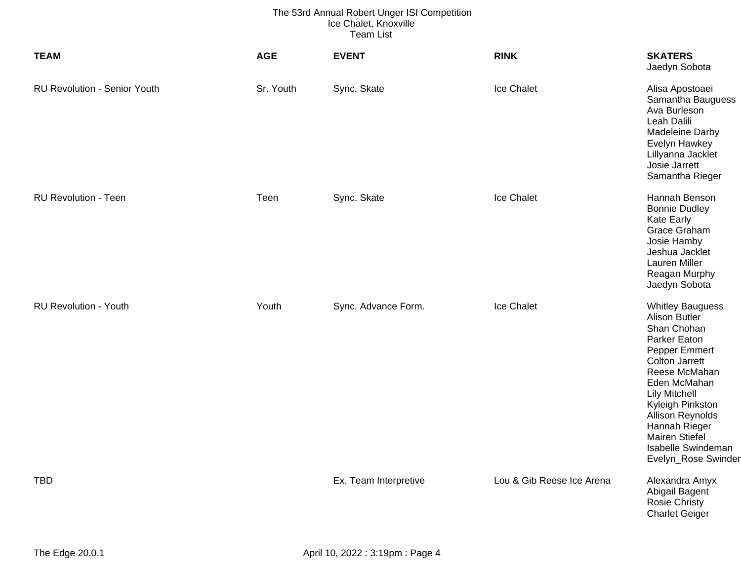The 53rd Annual Robert Unger ISI Competition
Ice Chalet, Knoxville
Team List

| TEAM | AGE | EVENT | RINK | SKATERS |
|---|---|---|---|---|
| | | | | Jaedyn Sobota |
| RU Revolution - Senior Youth | Sr. Youth | Sync. Skate | Ice Chalet | Alisa Apostoaei<br>Samantha Bauguess<br>Ava Burleson<br>Leah Dalili<br>Madeleine Darby<br>Evelyn Hawkey<br>Lillyanna Jacklet<br>Josie Jarrett<br>Samantha Rieger |
| RU Revolution - Teen | Teen | Sync. Skate | Ice Chalet | Hannah Benson<br>Bonnie Dudley<br>Kate Early<br>Grace Graham<br>Josie Hamby<br>Jeshua Jacklet<br>Lauren Miller<br>Reagan Murphy<br>Jaedyn Sobota |
| RU Revolution - Youth | Youth | Sync. Advance Form. | Ice Chalet | Whitley Bauguess<br>Alison Butler<br>Shan Chohan<br>Parker Eaton<br>Pepper Emmert<br>Colton Jarrett<br>Reese McMahan<br>Eden McMahan<br>Lily Mitchell<br>Kyleigh Pinkston<br>Allison Reynolds<br>Hannah Rieger<br>Mairen Stiefel<br>Isabelle Swindeman<br>Evelyn_Rose Swinder |
| TBD | | Ex. Team Interpretive | Lou & Gib Reese Ice Arena | Alexandra Amyx<br>Abigail Bagent<br>Rosie Christy<br>Charlet Geiger |

The Edge 20.0.1 April 10, 2022 : 3:19pm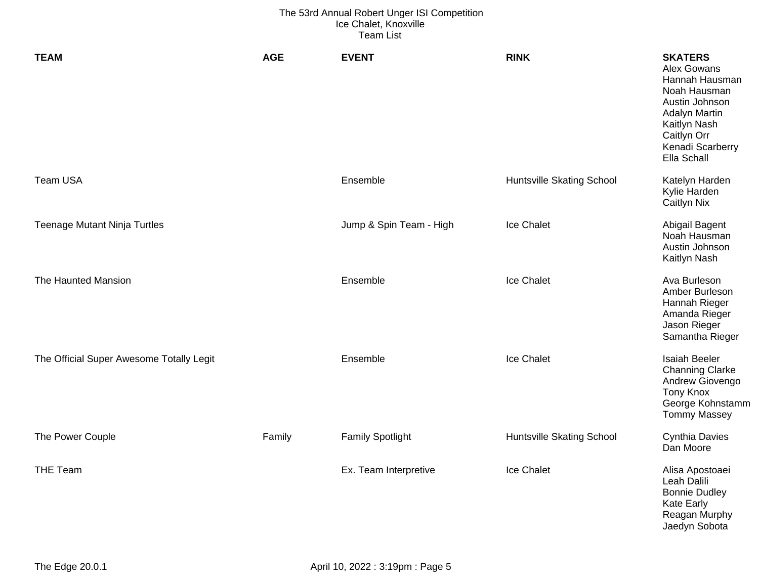The 53rd Annual Robert Unger ISI Competition
Ice Chalet, Knoxville
Team List

| TEAM | AGE | EVENT | RINK | SKATERS |
| --- | --- | --- | --- | --- |
| | | | | Alex Gowans<br>Hannah Hausman<br>Noah Hausman<br>Austin Johnson<br>Adalyn Martin<br>Kaitlyn Nash<br>Caitlyn Orr<br>Kenadi Scarberry<br>Ella Schall |
| Team USA | | Ensemble | Huntsville Skating School | Katelyn Harden<br>Kylie Harden<br>Caitlyn Nix |
| Teenage Mutant Ninja Turtles | | Jump & Spin Team - High | Ice Chalet | Abigail Bagent<br>Noah Hausman<br>Austin Johnson<br>Kaitlyn Nash |
| The Haunted Mansion | | Ensemble | Ice Chalet | Ava Burleson<br>Amber Burleson<br>Hannah Rieger<br>Amanda Rieger<br>Jason Rieger<br>Samantha Rieger |
| The Official Super Awesome Totally Legit | | Ensemble | Ice Chalet | Isaiah Beeler<br>Channing Clarke<br>Andrew Giovengo<br>Tony Knox<br>George Kohnstamm<br>Tommy Massey |
| The Power Couple | Family | Family Spotlight | Huntsville Skating School | Cynthia Davies<br>Dan Moore |
| THE Team | | Ex. Team Interpretive | Ice Chalet | Alisa Apostoaei<br>Leah Dalili<br>Bonnie Dudley<br>Kate Early<br>Reagan Murphy<br>Jaedyn Sobota |

The Edge 20.0.1 April 10, 2022 : 3:19pm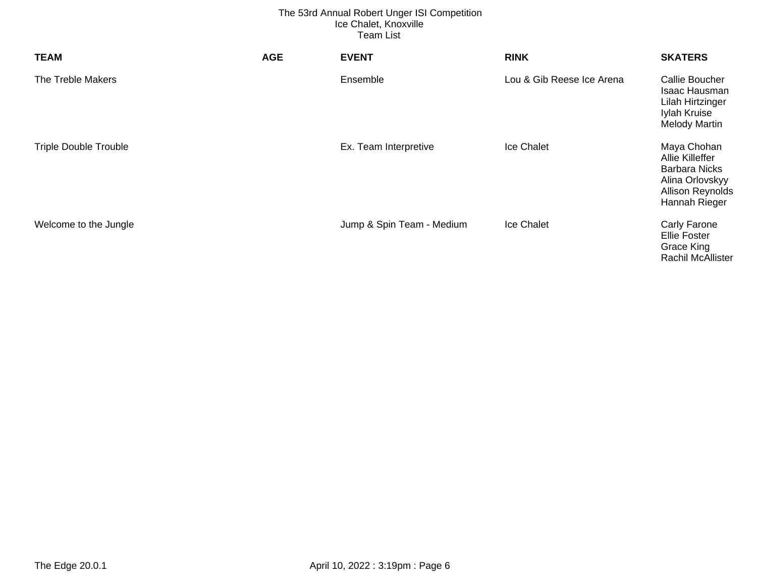The 53rd Annual Robert Unger ISI Competition
Ice Chalet, Knoxville
Team List

| TEAM | AGE | EVENT | RINK | SKATERS |
|---|---|---|---|---|
| The Treble Makers | | Ensemble | Lou & Gib Reese Ice Arena | Callie Boucher<br>Isaac Hausman<br>Lilah Hirtzinger<br>Iylah Kruise<br>Melody Martin |
| Triple Double Trouble | | Ex. Team Interpretive | Ice Chalet | Maya Chohan<br>Allie Killeffer<br>Barbara Nicks<br>Alina Orlovskyy<br>Allison Reynolds<br>Hannah Rieger |
| Welcome to the Jungle | | Jump & Spin Team - Medium | Ice Chalet | Carly Farone<br>Ellie Foster<br>Grace King<br>Rachil McAllister |

The Edge 20.0.1

April 10, 2022 : 3:19pm : Page 6